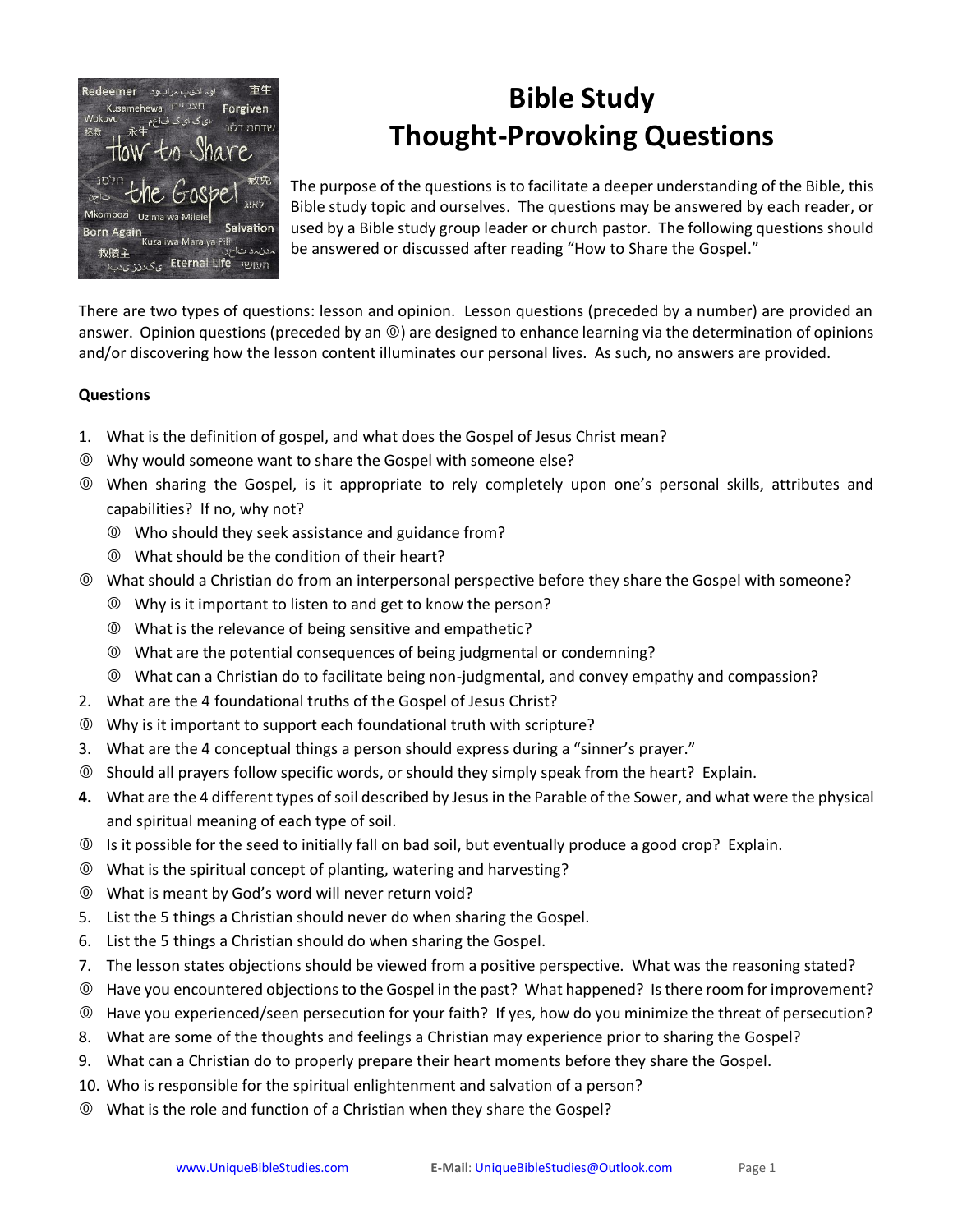# Bible Study Thought-Provoking Questions

The purpose of the questions is to facilitate a deeper understanding of the Bible, this Bible study topic and ourselves. The questions may be answered by each reader, or used by a Bible study group leader or church pastor. The following questions should be answered or discussed after reading "How to Share the Gospel."

There are two types of questions: lesson and opinion. Lesson questions (preceded by a number) are provided an answer. Opinion questions (preceded by an ⓞ) are designed to enhance learning via the determination of opinions and/or discovering how the lesson content illuminates our personal lives. As such, no answers are provided.

**Questions**

1. What is the definition of gospel, and what does the Gospel of Jesus Christ mean?

ⓞ Why would someone want to share the Gospel with someone else?

ⓞ When sharing the Gospel, is it appropriate to rely completely upon one's personal skills, attributes and capabilities? If no, why not?
- ⓞ Who should they seek assistance and guidance from?
- ⓞ What should be the condition of their heart?

ⓞ What should a Christian do from an interpersonal perspective before they share the Gospel with someone?
- ⓞ Why is it important to listen to and get to know the person?
- ⓞ What is the relevance of being sensitive and empathetic?
- ⓞ What are the potential consequences of being judgmental or condemning?
- ⓞ What can a Christian do to facilitate being non-judgmental, and convey empathy and compassion?

2. What are the 4 foundational truths of the Gospel of Jesus Christ?

ⓞ Why is it important to support each foundational truth with scripture?

3. What are the 4 conceptual things a person should express during a "sinner's prayer."

ⓞ Should all prayers follow specific words, or should they simply speak from the heart? Explain.

**4.** What are the 4 different types of soil described by Jesus in the Parable of the Sower, and what were the physical and spiritual meaning of each type of soil.

ⓞ Is it possible for the seed to initially fall on bad soil, but eventually produce a good crop? Explain.

ⓞ What is the spiritual concept of planting, watering and harvesting?

ⓞ What is meant by God's word will never return void?

5. List the 5 things a Christian should never do when sharing the Gospel.

6. List the 5 things a Christian should do when sharing the Gospel.

7. The lesson states objections should be viewed from a positive perspective. What was the reasoning stated?

ⓞ Have you encountered objections to the Gospel in the past? What happened? Is there room for improvement?

ⓞ Have you experienced/seen persecution for your faith? If yes, how do you minimize the threat of persecution?

8. What are some of the thoughts and feelings a Christian may experience prior to sharing the Gospel?

9. What can a Christian do to properly prepare their heart moments before they share the Gospel.

10. Who is responsible for the spiritual enlightenment and salvation of a person?

ⓞ What is the role and function of a Christian when they share the Gospel?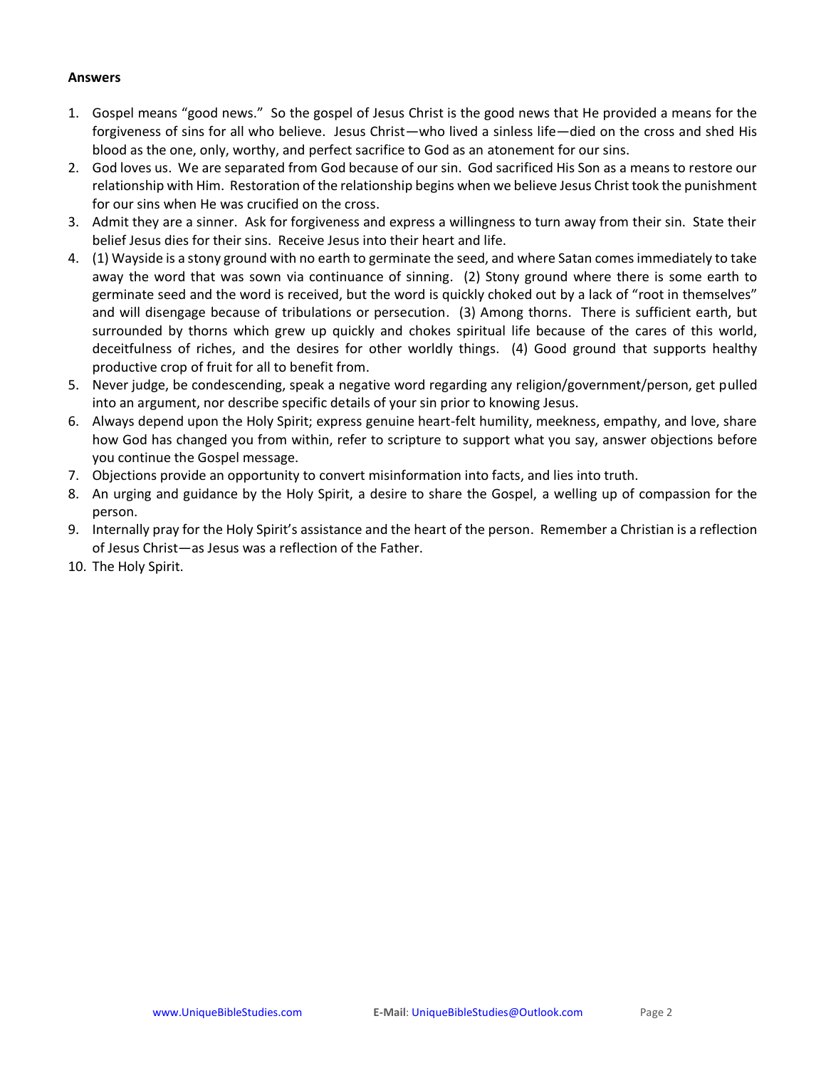**Answers**

1. Gospel means "good news." So the gospel of Jesus Christ is the good news that He provided a means for the forgiveness of sins for all who believe. Jesus Christ—who lived a sinless life—died on the cross and shed His blood as the one, only, worthy, and perfect sacrifice to God as an atonement for our sins.
2. God loves us. We are separated from God because of our sin. God sacrificed His Son as a means to restore our relationship with Him. Restoration of the relationship begins when we believe Jesus Christ took the punishment for our sins when He was crucified on the cross.
3. Admit they are a sinner. Ask for forgiveness and express a willingness to turn away from their sin. State their belief Jesus dies for their sins. Receive Jesus into their heart and life.
4. (1) Wayside is a stony ground with no earth to germinate the seed, and where Satan comes immediately to take away the word that was sown via continuance of sinning. (2) Stony ground where there is some earth to germinate seed and the word is received, but the word is quickly choked out by a lack of "root in themselves" and will disengage because of tribulations or persecution. (3) Among thorns. There is sufficient earth, but surrounded by thorns which grew up quickly and chokes spiritual life because of the cares of this world, deceitfulness of riches, and the desires for other worldly things. (4) Good ground that supports healthy productive crop of fruit for all to benefit from.
5. Never judge, be condescending, speak a negative word regarding any religion/government/person, get pulled into an argument, nor describe specific details of your sin prior to knowing Jesus.
6. Always depend upon the Holy Spirit; express genuine heart-felt humility, meekness, empathy, and love, share how God has changed you from within, refer to scripture to support what you say, answer objections before you continue the Gospel message.
7. Objections provide an opportunity to convert misinformation into facts, and lies into truth.
8. An urging and guidance by the Holy Spirit, a desire to share the Gospel, a welling up of compassion for the person.
9. Internally pray for the Holy Spirit's assistance and the heart of the person. Remember a Christian is a reflection of Jesus Christ—as Jesus was a reflection of the Father.
10. The Holy Spirit.